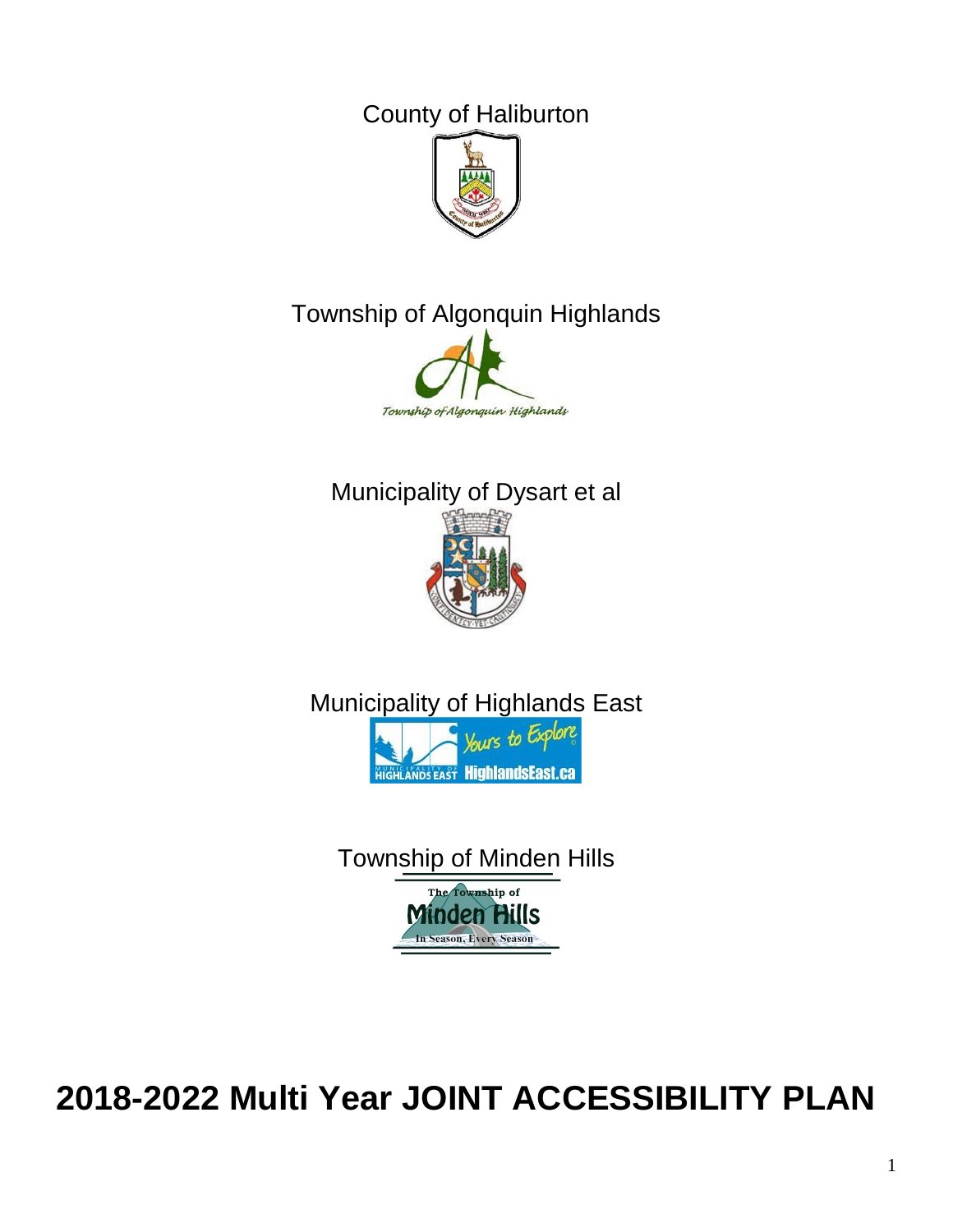County of Haliburton

Township of Algonquin Highlands

Municipality of Dysart et al

Municipality of Highlands East

Township of Minden Hills

# 2018-2022 Multi Year JOINT ACCESSIBILITY PLAN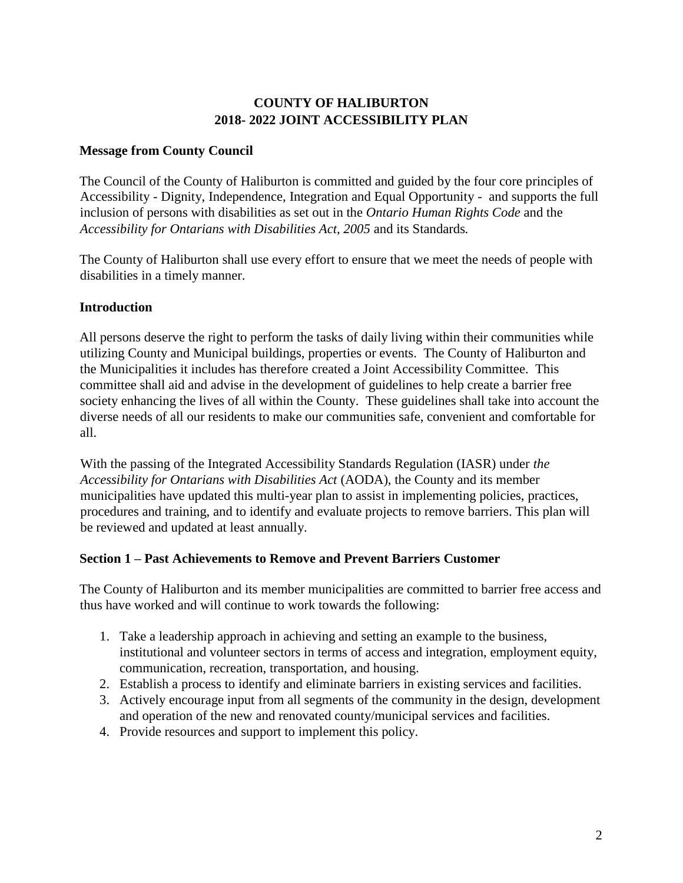# COUNTY OF HALIBURTON
# 2018- 2022 JOINT ACCESSIBILITY PLAN

## Message from County Council

The Council of the County of Haliburton is committed and guided by the four core principles of Accessibility - Dignity, Independence, Integration and Equal Opportunity - and supports the full inclusion of persons with disabilities as set out in the *Ontario Human Rights Code* and the *Accessibility for Ontarians with Disabilities Act, 2005* and its Standards*.*

The County of Haliburton shall use every effort to ensure that we meet the needs of people with disabilities in a timely manner.

## Introduction

All persons deserve the right to perform the tasks of daily living within their communities while utilizing County and Municipal buildings, properties or events. The County of Haliburton and the Municipalities it includes has therefore created a Joint Accessibility Committee. This committee shall aid and advise in the development of guidelines to help create a barrier free society enhancing the lives of all within the County. These guidelines shall take into account the diverse needs of all our residents to make our communities safe, convenient and comfortable for all.

With the passing of the Integrated Accessibility Standards Regulation (IASR) under *the Accessibility for Ontarians with Disabilities Act* (AODA), the County and its member municipalities have updated this multi-year plan to assist in implementing policies, practices, procedures and training, and to identify and evaluate projects to remove barriers. This plan will be reviewed and updated at least annually.

## Section 1 – Past Achievements to Remove and Prevent Barriers Customer

The County of Haliburton and its member municipalities are committed to barrier free access and thus have worked and will continue to work towards the following:

1. Take a leadership approach in achieving and setting an example to the business, institutional and volunteer sectors in terms of access and integration, employment equity, communication, recreation, transportation, and housing.
2. Establish a process to identify and eliminate barriers in existing services and facilities.
3. Actively encourage input from all segments of the community in the design, development and operation of the new and renovated county/municipal services and facilities.
4. Provide resources and support to implement this policy.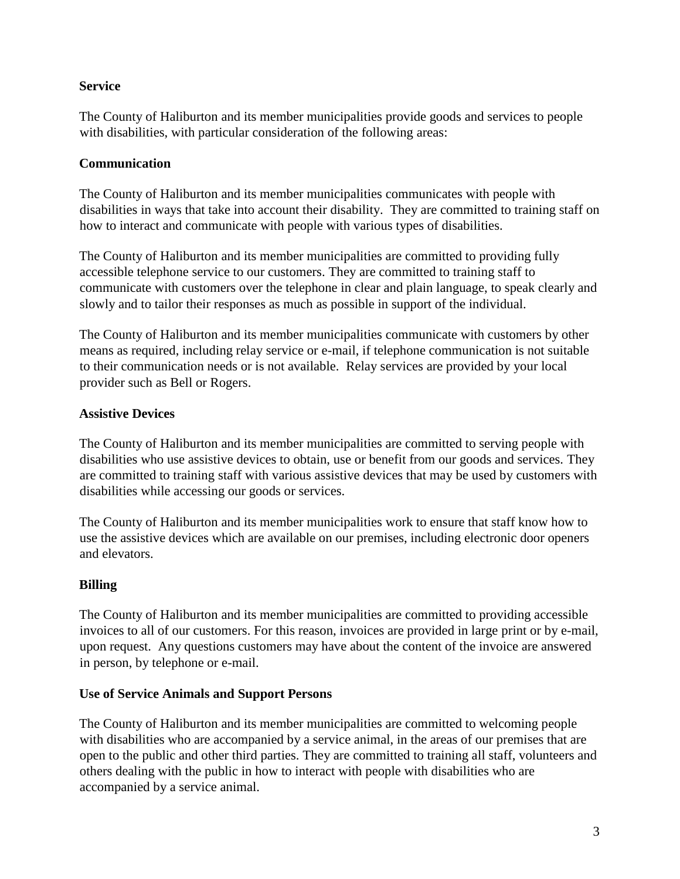**Service**

The County of Haliburton and its member municipalities provide goods and services to people with disabilities, with particular consideration of the following areas:

**Communication**

The County of Haliburton and its member municipalities communicates with people with disabilities in ways that take into account their disability. They are committed to training staff on how to interact and communicate with people with various types of disabilities.

The County of Haliburton and its member municipalities are committed to providing fully accessible telephone service to our customers. They are committed to training staff to communicate with customers over the telephone in clear and plain language, to speak clearly and slowly and to tailor their responses as much as possible in support of the individual.

The County of Haliburton and its member municipalities communicate with customers by other means as required, including relay service or e-mail, if telephone communication is not suitable to their communication needs or is not available. Relay services are provided by your local provider such as Bell or Rogers.

**Assistive Devices**

The County of Haliburton and its member municipalities are committed to serving people with disabilities who use assistive devices to obtain, use or benefit from our goods and services. They are committed to training staff with various assistive devices that may be used by customers with disabilities while accessing our goods or services.

The County of Haliburton and its member municipalities work to ensure that staff know how to use the assistive devices which are available on our premises, including electronic door openers and elevators.

**Billing**

The County of Haliburton and its member municipalities are committed to providing accessible invoices to all of our customers. For this reason, invoices are provided in large print or by e-mail, upon request. Any questions customers may have about the content of the invoice are answered in person, by telephone or e-mail.

**Use of Service Animals and Support Persons**

The County of Haliburton and its member municipalities are committed to welcoming people with disabilities who are accompanied by a service animal, in the areas of our premises that are open to the public and other third parties. They are committed to training all staff, volunteers and others dealing with the public in how to interact with people with disabilities who are accompanied by a service animal.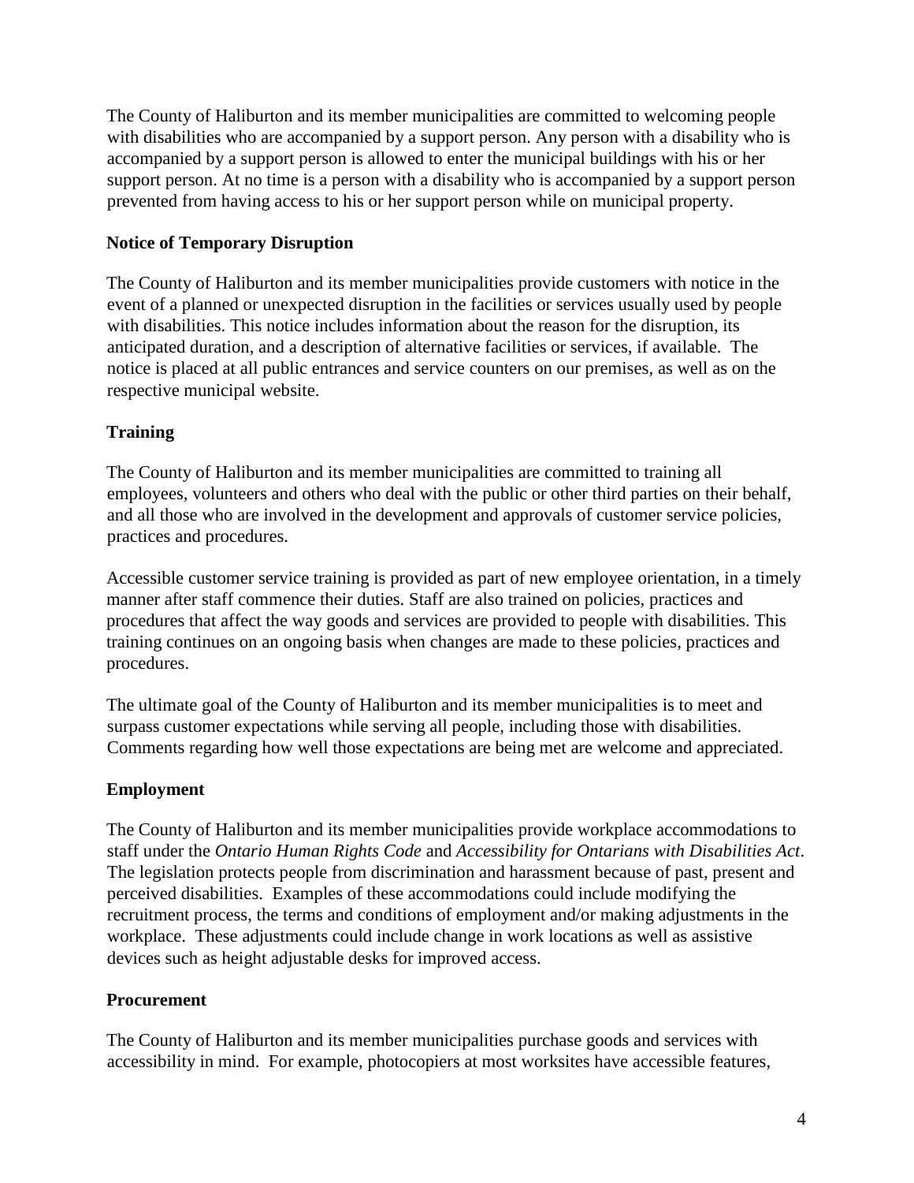The County of Haliburton and its member municipalities are committed to welcoming people with disabilities who are accompanied by a support person. Any person with a disability who is accompanied by a support person is allowed to enter the municipal buildings with his or her support person. At no time is a person with a disability who is accompanied by a support person prevented from having access to his or her support person while on municipal property.

## Notice of Temporary Disruption

The County of Haliburton and its member municipalities provide customers with notice in the event of a planned or unexpected disruption in the facilities or services usually used by people with disabilities. This notice includes information about the reason for the disruption, its anticipated duration, and a description of alternative facilities or services, if available. The notice is placed at all public entrances and service counters on our premises, as well as on the respective municipal website.

## Training

The County of Haliburton and its member municipalities are committed to training all employees, volunteers and others who deal with the public or other third parties on their behalf, and all those who are involved in the development and approvals of customer service policies, practices and procedures.

Accessible customer service training is provided as part of new employee orientation, in a timely manner after staff commence their duties. Staff are also trained on policies, practices and procedures that affect the way goods and services are provided to people with disabilities. This training continues on an ongoing basis when changes are made to these policies, practices and procedures.

The ultimate goal of the County of Haliburton and its member municipalities is to meet and surpass customer expectations while serving all people, including those with disabilities. Comments regarding how well those expectations are being met are welcome and appreciated.

## Employment

The County of Haliburton and its member municipalities provide workplace accommodations to staff under the *Ontario Human Rights Code* and *Accessibility for Ontarians with Disabilities Act*. The legislation protects people from discrimination and harassment because of past, present and perceived disabilities. Examples of these accommodations could include modifying the recruitment process, the terms and conditions of employment and/or making adjustments in the workplace. These adjustments could include change in work locations as well as assistive devices such as height adjustable desks for improved access.

## Procurement

The County of Haliburton and its member municipalities purchase goods and services with accessibility in mind. For example, photocopiers at most worksites have accessible features,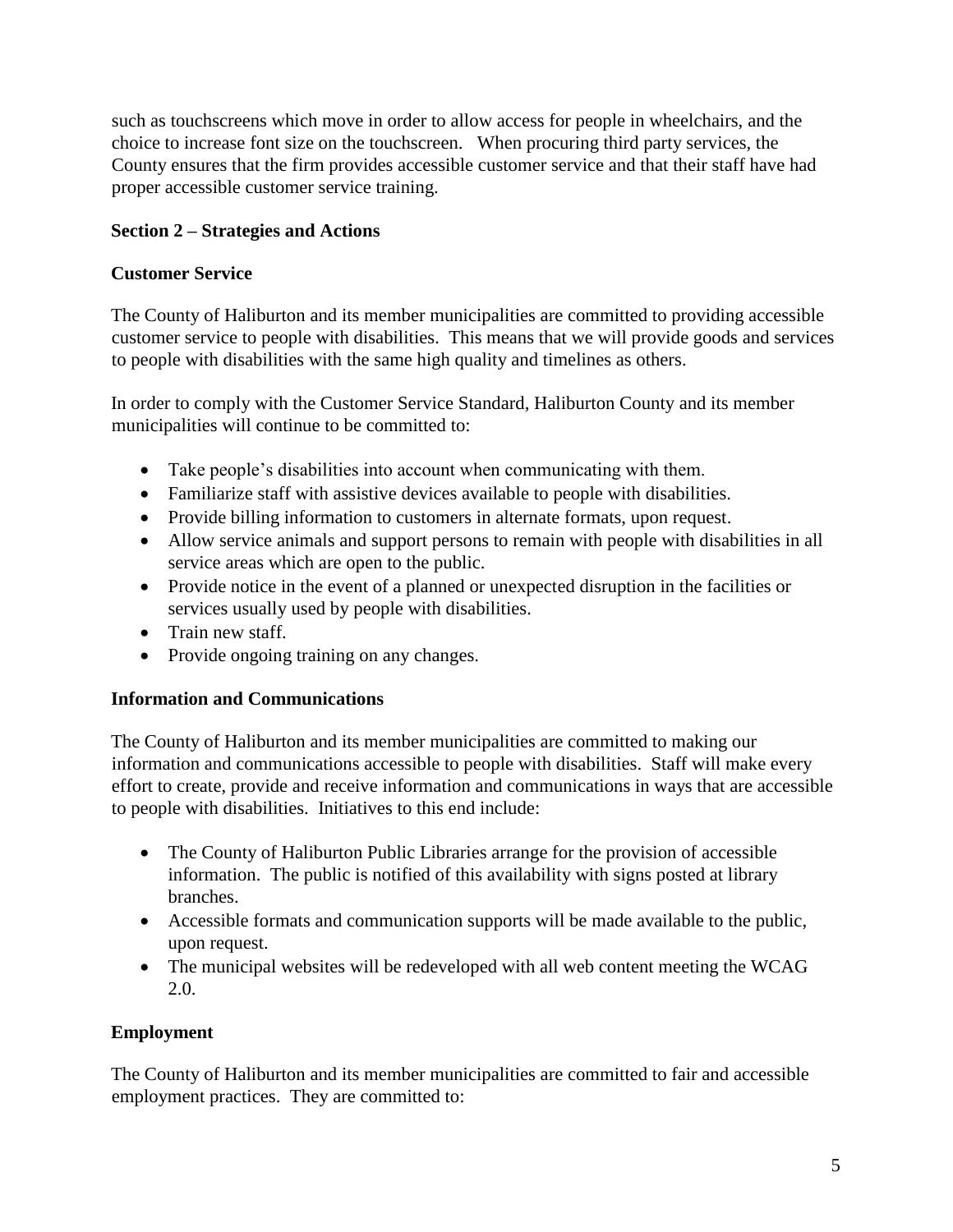such as touchscreens which move in order to allow access for people in wheelchairs, and the choice to increase font size on the touchscreen. When procuring third party services, the County ensures that the firm provides accessible customer service and that their staff have had proper accessible customer service training.

## Section 2 – Strategies and Actions

### Customer Service

The County of Haliburton and its member municipalities are committed to providing accessible customer service to people with disabilities. This means that we will provide goods and services to people with disabilities with the same high quality and timelines as others.

In order to comply with the Customer Service Standard, Haliburton County and its member municipalities will continue to be committed to:

- Take people's disabilities into account when communicating with them.
- Familiarize staff with assistive devices available to people with disabilities.
- Provide billing information to customers in alternate formats, upon request.
- Allow service animals and support persons to remain with people with disabilities in all service areas which are open to the public.
- Provide notice in the event of a planned or unexpected disruption in the facilities or services usually used by people with disabilities.
- Train new staff.
- Provide ongoing training on any changes.

### Information and Communications

The County of Haliburton and its member municipalities are committed to making our information and communications accessible to people with disabilities. Staff will make every effort to create, provide and receive information and communications in ways that are accessible to people with disabilities. Initiatives to this end include:

- The County of Haliburton Public Libraries arrange for the provision of accessible information. The public is notified of this availability with signs posted at library branches.
- Accessible formats and communication supports will be made available to the public, upon request.
- The municipal websites will be redeveloped with all web content meeting the WCAG 2.0.

### Employment

The County of Haliburton and its member municipalities are committed to fair and accessible employment practices. They are committed to: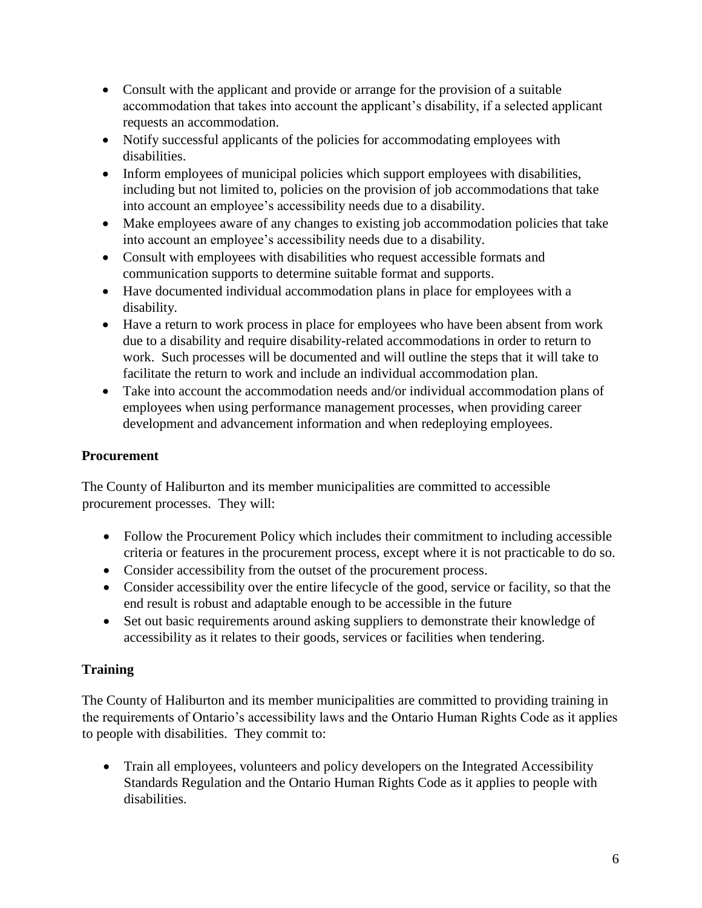- Consult with the applicant and provide or arrange for the provision of a suitable accommodation that takes into account the applicant's disability, if a selected applicant requests an accommodation.
- Notify successful applicants of the policies for accommodating employees with disabilities.
- Inform employees of municipal policies which support employees with disabilities, including but not limited to, policies on the provision of job accommodations that take into account an employee's accessibility needs due to a disability.
- Make employees aware of any changes to existing job accommodation policies that take into account an employee's accessibility needs due to a disability.
- Consult with employees with disabilities who request accessible formats and communication supports to determine suitable format and supports.
- Have documented individual accommodation plans in place for employees with a disability.
- Have a return to work process in place for employees who have been absent from work due to a disability and require disability-related accommodations in order to return to work. Such processes will be documented and will outline the steps that it will take to facilitate the return to work and include an individual accommodation plan.
- Take into account the accommodation needs and/or individual accommodation plans of employees when using performance management processes, when providing career development and advancement information and when redeploying employees.

**Procurement**

The County of Haliburton and its member municipalities are committed to accessible procurement processes. They will:

- Follow the Procurement Policy which includes their commitment to including accessible criteria or features in the procurement process, except where it is not practicable to do so.
- Consider accessibility from the outset of the procurement process.
- Consider accessibility over the entire lifecycle of the good, service or facility, so that the end result is robust and adaptable enough to be accessible in the future
- Set out basic requirements around asking suppliers to demonstrate their knowledge of accessibility as it relates to their goods, services or facilities when tendering.

**Training**

The County of Haliburton and its member municipalities are committed to providing training in the requirements of Ontario's accessibility laws and the Ontario Human Rights Code as it applies to people with disabilities. They commit to:

- Train all employees, volunteers and policy developers on the Integrated Accessibility Standards Regulation and the Ontario Human Rights Code as it applies to people with disabilities.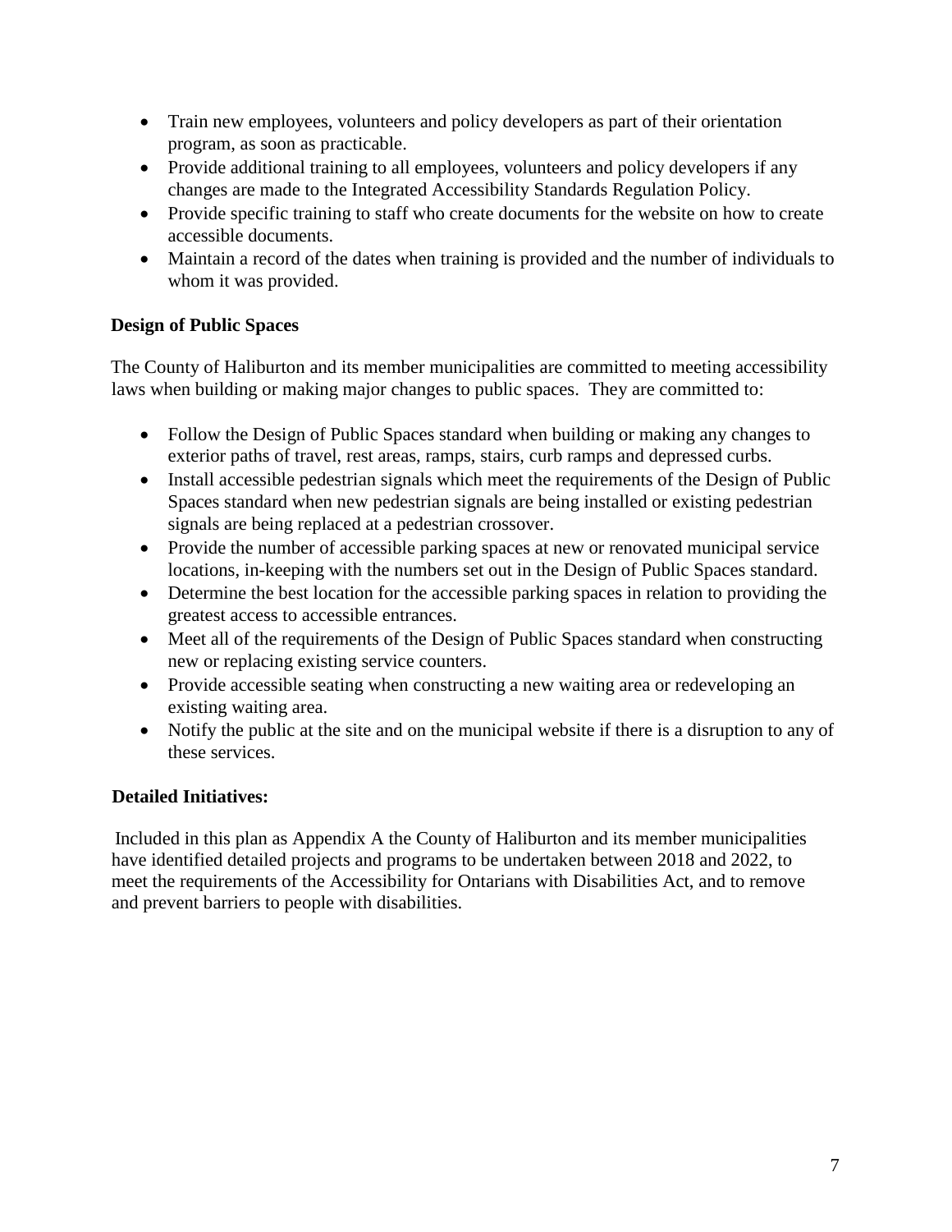- Train new employees, volunteers and policy developers as part of their orientation program, as soon as practicable.
- Provide additional training to all employees, volunteers and policy developers if any changes are made to the Integrated Accessibility Standards Regulation Policy.
- Provide specific training to staff who create documents for the website on how to create accessible documents.
- Maintain a record of the dates when training is provided and the number of individuals to whom it was provided.

**Design of Public Spaces**

The County of Haliburton and its member municipalities are committed to meeting accessibility laws when building or making major changes to public spaces. They are committed to:

- Follow the Design of Public Spaces standard when building or making any changes to exterior paths of travel, rest areas, ramps, stairs, curb ramps and depressed curbs.
- Install accessible pedestrian signals which meet the requirements of the Design of Public Spaces standard when new pedestrian signals are being installed or existing pedestrian signals are being replaced at a pedestrian crossover.
- Provide the number of accessible parking spaces at new or renovated municipal service locations, in-keeping with the numbers set out in the Design of Public Spaces standard.
- Determine the best location for the accessible parking spaces in relation to providing the greatest access to accessible entrances.
- Meet all of the requirements of the Design of Public Spaces standard when constructing new or replacing existing service counters.
- Provide accessible seating when constructing a new waiting area or redeveloping an existing waiting area.
- Notify the public at the site and on the municipal website if there is a disruption to any of these services.

**Detailed Initiatives:**

Included in this plan as Appendix A the County of Haliburton and its member municipalities have identified detailed projects and programs to be undertaken between 2018 and 2022, to meet the requirements of the Accessibility for Ontarians with Disabilities Act, and to remove and prevent barriers to people with disabilities.